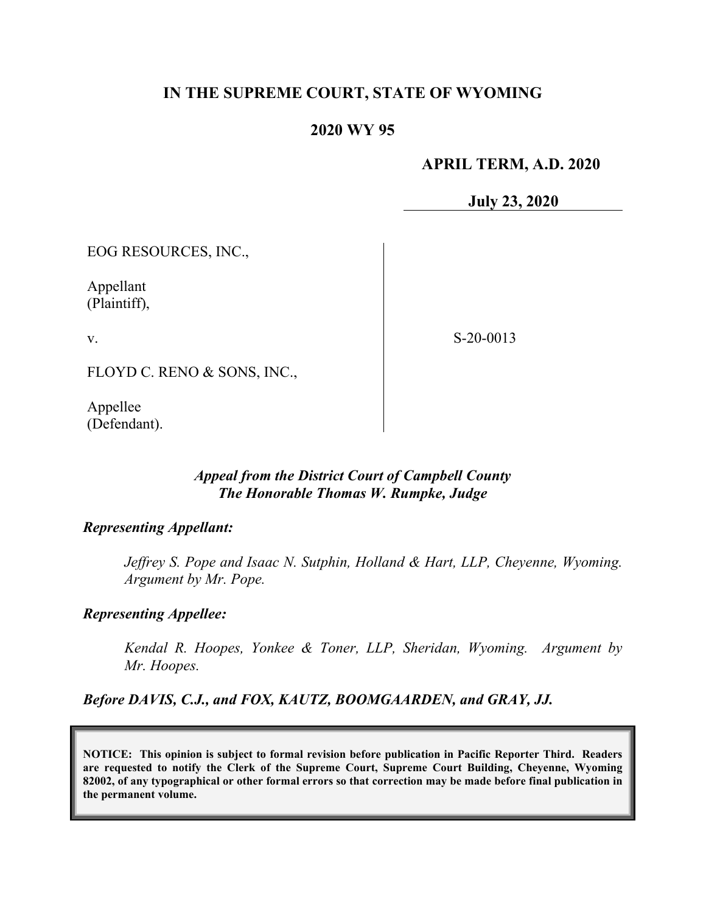# IN THE SUPREME COURT, STATE OF WYOMING

## 2020 WY 95

**APRIL TERM, A.D. 2020**

**July 23, 2020**

EOG RESOURCES, INC.,

Appellant
(Plaintiff),

v.

FLOYD C. RENO & SONS, INC.,

Appellee
(Defendant).

S-20-0013

***Appeal from the District Court of Campbell County***
***The Honorable Thomas W. Rumpke, Judge***

***Representing Appellant:***

*Jeffrey S. Pope and Isaac N. Sutphin, Holland & Hart, LLP, Cheyenne, Wyoming. Argument by Mr. Pope.*

***Representing Appellee:***

*Kendal R. Hoopes, Yonkee & Toner, LLP, Sheridan, Wyoming. Argument by Mr. Hoopes.*

***Before DAVIS, C.J., and FOX, KAUTZ, BOOMGAARDEN, and GRAY, JJ.***

**NOTICE: This opinion is subject to formal revision before publication in Pacific Reporter Third. Readers are requested to notify the Clerk of the Supreme Court, Supreme Court Building, Cheyenne, Wyoming 82002, of any typographical or other formal errors so that correction may be made before final publication in the permanent volume.**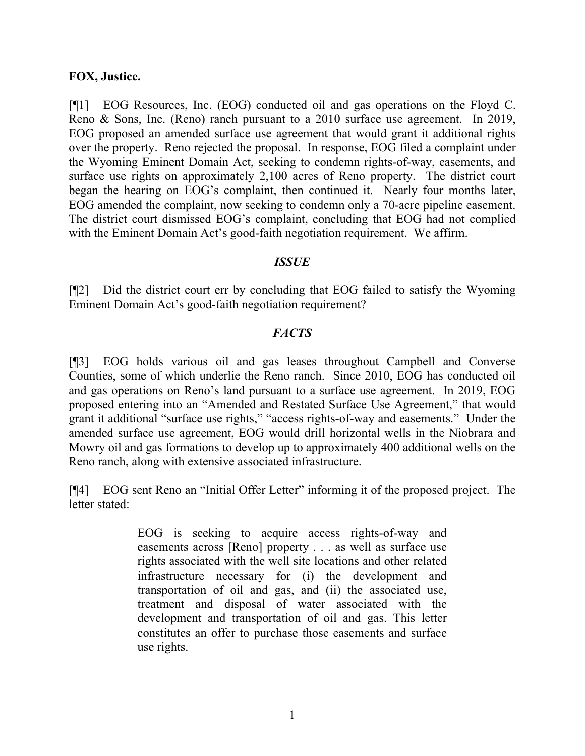**FOX, Justice.**

[¶1] EOG Resources, Inc. (EOG) conducted oil and gas operations on the Floyd C. Reno & Sons, Inc. (Reno) ranch pursuant to a 2010 surface use agreement. In 2019, EOG proposed an amended surface use agreement that would grant it additional rights over the property. Reno rejected the proposal. In response, EOG filed a complaint under the Wyoming Eminent Domain Act, seeking to condemn rights-of-way, easements, and surface use rights on approximately 2,100 acres of Reno property. The district court began the hearing on EOG's complaint, then continued it. Nearly four months later, EOG amended the complaint, now seeking to condemn only a 70-acre pipeline easement. The district court dismissed EOG's complaint, concluding that EOG had not complied with the Eminent Domain Act's good-faith negotiation requirement. We affirm.

## *ISSUE*

[¶2] Did the district court err by concluding that EOG failed to satisfy the Wyoming Eminent Domain Act's good-faith negotiation requirement?

## *FACTS*

[¶3] EOG holds various oil and gas leases throughout Campbell and Converse Counties, some of which underlie the Reno ranch. Since 2010, EOG has conducted oil and gas operations on Reno's land pursuant to a surface use agreement. In 2019, EOG proposed entering into an "Amended and Restated Surface Use Agreement," that would grant it additional "surface use rights," "access rights-of-way and easements." Under the amended surface use agreement, EOG would drill horizontal wells in the Niobrara and Mowry oil and gas formations to develop up to approximately 400 additional wells on the Reno ranch, along with extensive associated infrastructure.

[¶4] EOG sent Reno an "Initial Offer Letter" informing it of the proposed project. The letter stated:

> EOG is seeking to acquire access rights-of-way and easements across [Reno] property . . . as well as surface use rights associated with the well site locations and other related infrastructure necessary for (i) the development and transportation of oil and gas, and (ii) the associated use, treatment and disposal of water associated with the development and transportation of oil and gas. This letter constitutes an offer to purchase those easements and surface use rights.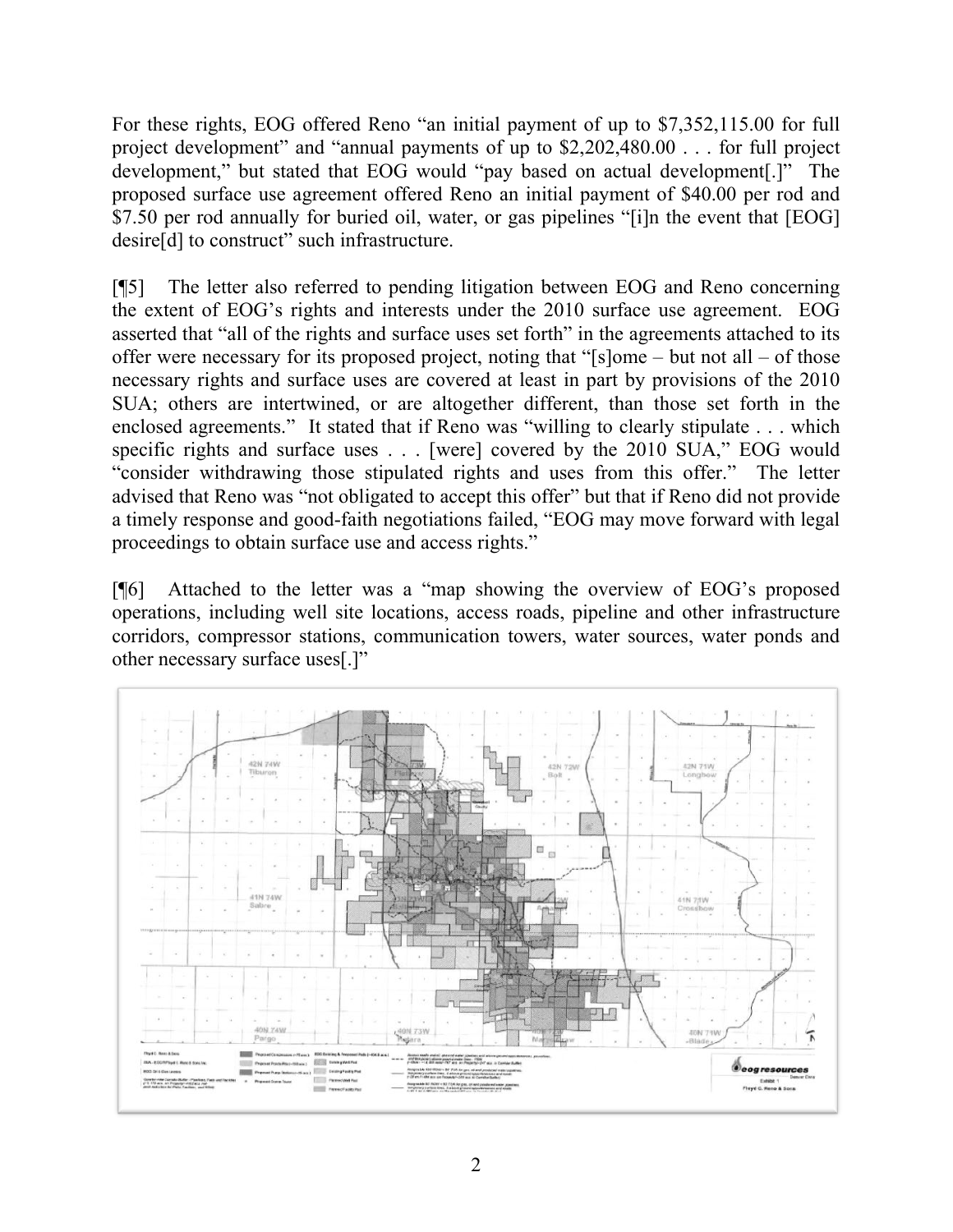For these rights, EOG offered Reno "an initial payment of up to $7,352,115.00 for full project development" and "annual payments of up to $2,202,480.00 . . . for full project development," but stated that EOG would "pay based on actual development[.]" The proposed surface use agreement offered Reno an initial payment of $40.00 per rod and $7.50 per rod annually for buried oil, water, or gas pipelines "[i]n the event that [EOG] desire[d] to construct" such infrastructure.

[¶5] The letter also referred to pending litigation between EOG and Reno concerning the extent of EOG's rights and interests under the 2010 surface use agreement. EOG asserted that "all of the rights and surface uses set forth" in the agreements attached to its offer were necessary for its proposed project, noting that "[s]ome – but not all – of those necessary rights and surface uses are covered at least in part by provisions of the 2010 SUA; others are intertwined, or are altogether different, than those set forth in the enclosed agreements." It stated that if Reno was "willing to clearly stipulate . . . which specific rights and surface uses . . . [were] covered by the 2010 SUA," EOG would "consider withdrawing those stipulated rights and uses from this offer." The letter advised that Reno was "not obligated to accept this offer" but that if Reno did not provide a timely response and good-faith negotiations failed, "EOG may move forward with legal proceedings to obtain surface use and access rights."

[¶6] Attached to the letter was a "map showing the overview of EOG's proposed operations, including well site locations, access roads, pipeline and other infrastructure corridors, compressor stations, communication towers, water sources, water ponds and other necessary surface uses[.]"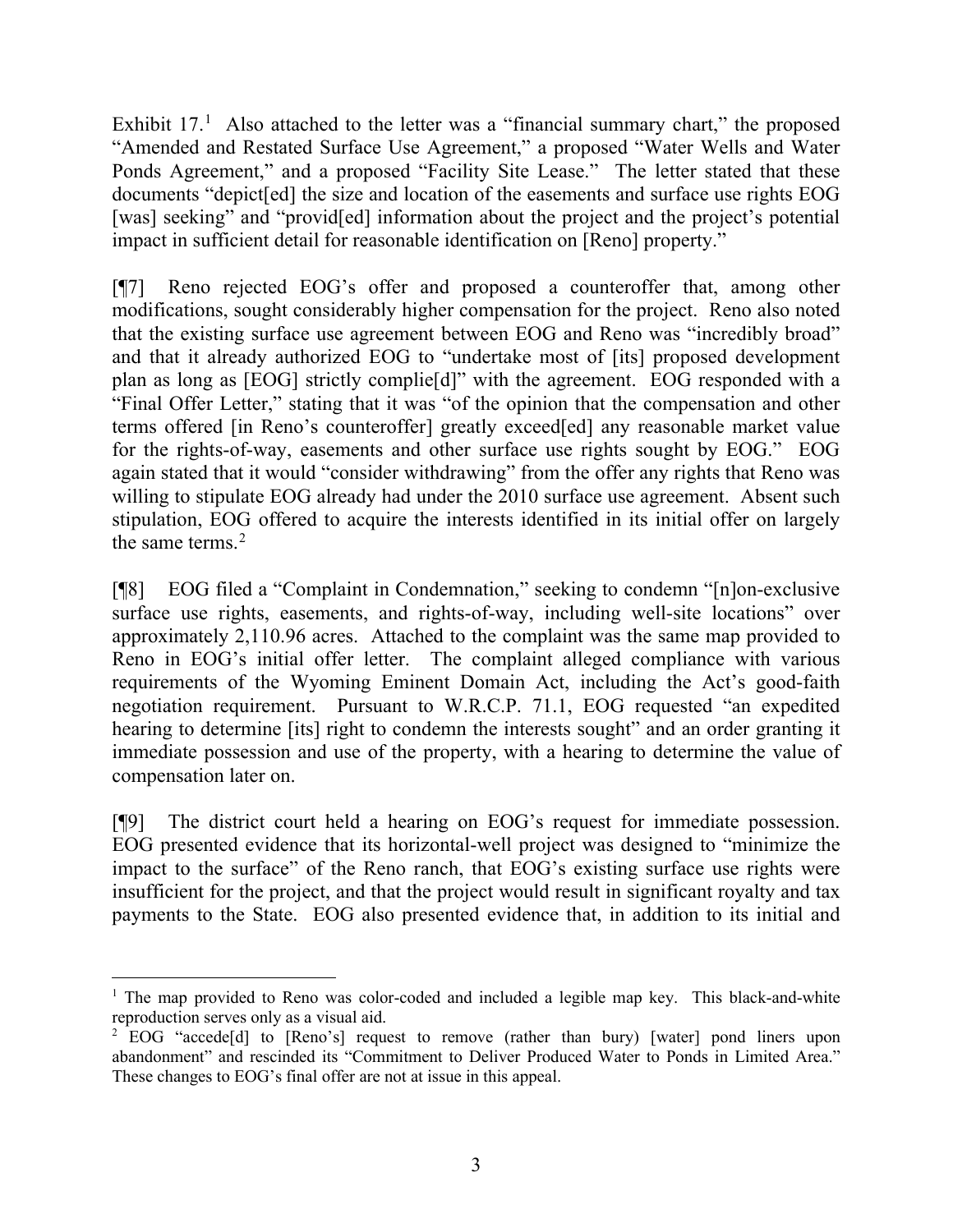Exhibit 17.[1] Also attached to the letter was a "financial summary chart," the proposed "Amended and Restated Surface Use Agreement," a proposed "Water Wells and Water Ponds Agreement," and a proposed "Facility Site Lease." The letter stated that these documents "depict[ed] the size and location of the easements and surface use rights EOG [was] seeking" and "provid[ed] information about the project and the project's potential impact in sufficient detail for reasonable identification on [Reno] property."

[¶7] Reno rejected EOG's offer and proposed a counteroffer that, among other modifications, sought considerably higher compensation for the project. Reno also noted that the existing surface use agreement between EOG and Reno was "incredibly broad" and that it already authorized EOG to "undertake most of [its] proposed development plan as long as [EOG] strictly complie[d]" with the agreement. EOG responded with a "Final Offer Letter," stating that it was "of the opinion that the compensation and other terms offered [in Reno's counteroffer] greatly exceed[ed] any reasonable market value for the rights-of-way, easements and other surface use rights sought by EOG." EOG again stated that it would "consider withdrawing" from the offer any rights that Reno was willing to stipulate EOG already had under the 2010 surface use agreement. Absent such stipulation, EOG offered to acquire the interests identified in its initial offer on largely the same terms.[2]

[¶8] EOG filed a "Complaint in Condemnation," seeking to condemn "[n]on-exclusive surface use rights, easements, and rights-of-way, including well-site locations" over approximately 2,110.96 acres. Attached to the complaint was the same map provided to Reno in EOG's initial offer letter. The complaint alleged compliance with various requirements of the Wyoming Eminent Domain Act, including the Act's good-faith negotiation requirement. Pursuant to W.R.C.P. 71.1, EOG requested "an expedited hearing to determine [its] right to condemn the interests sought" and an order granting it immediate possession and use of the property, with a hearing to determine the value of compensation later on.

[¶9] The district court held a hearing on EOG's request for immediate possession. EOG presented evidence that its horizontal-well project was designed to "minimize the impact to the surface" of the Reno ranch, that EOG's existing surface use rights were insufficient for the project, and that the project would result in significant royalty and tax payments to the State. EOG also presented evidence that, in addition to its initial and

---

[1] The map provided to Reno was color-coded and included a legible map key. This black-and-white reproduction serves only as a visual aid.

[2] EOG "accede[d] to [Reno's] request to remove (rather than bury) [water] pond liners upon abandonment" and rescinded its "Commitment to Deliver Produced Water to Ponds in Limited Area." These changes to EOG's final offer are not at issue in this appeal.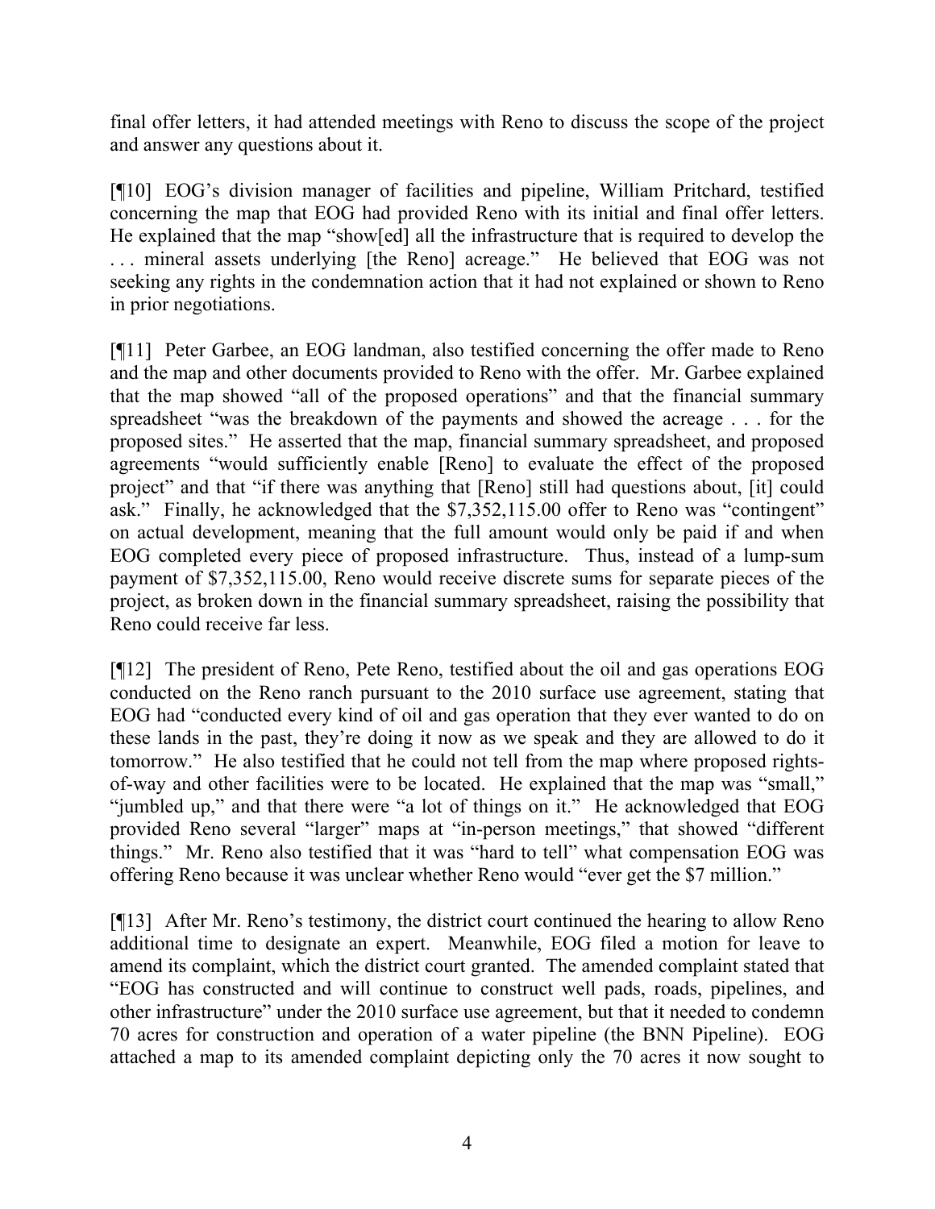final offer letters, it had attended meetings with Reno to discuss the scope of the project and answer any questions about it.

[¶10] EOG's division manager of facilities and pipeline, William Pritchard, testified concerning the map that EOG had provided Reno with its initial and final offer letters. He explained that the map "show[ed] all the infrastructure that is required to develop the . . . mineral assets underlying [the Reno] acreage." He believed that EOG was not seeking any rights in the condemnation action that it had not explained or shown to Reno in prior negotiations.

[¶11] Peter Garbee, an EOG landman, also testified concerning the offer made to Reno and the map and other documents provided to Reno with the offer. Mr. Garbee explained that the map showed "all of the proposed operations" and that the financial summary spreadsheet "was the breakdown of the payments and showed the acreage . . . for the proposed sites." He asserted that the map, financial summary spreadsheet, and proposed agreements "would sufficiently enable [Reno] to evaluate the effect of the proposed project" and that "if there was anything that [Reno] still had questions about, [it] could ask." Finally, he acknowledged that the $7,352,115.00 offer to Reno was "contingent" on actual development, meaning that the full amount would only be paid if and when EOG completed every piece of proposed infrastructure. Thus, instead of a lump-sum payment of $7,352,115.00, Reno would receive discrete sums for separate pieces of the project, as broken down in the financial summary spreadsheet, raising the possibility that Reno could receive far less.

[¶12] The president of Reno, Pete Reno, testified about the oil and gas operations EOG conducted on the Reno ranch pursuant to the 2010 surface use agreement, stating that EOG had "conducted every kind of oil and gas operation that they ever wanted to do on these lands in the past, they're doing it now as we speak and they are allowed to do it tomorrow." He also testified that he could not tell from the map where proposed rights-of-way and other facilities were to be located. He explained that the map was "small," "jumbled up," and that there were "a lot of things on it." He acknowledged that EOG provided Reno several "larger" maps at "in-person meetings," that showed "different things." Mr. Reno also testified that it was "hard to tell" what compensation EOG was offering Reno because it was unclear whether Reno would "ever get the $7 million."

[¶13] After Mr. Reno's testimony, the district court continued the hearing to allow Reno additional time to designate an expert. Meanwhile, EOG filed a motion for leave to amend its complaint, which the district court granted. The amended complaint stated that "EOG has constructed and will continue to construct well pads, roads, pipelines, and other infrastructure" under the 2010 surface use agreement, but that it needed to condemn 70 acres for construction and operation of a water pipeline (the BNN Pipeline). EOG attached a map to its amended complaint depicting only the 70 acres it now sought to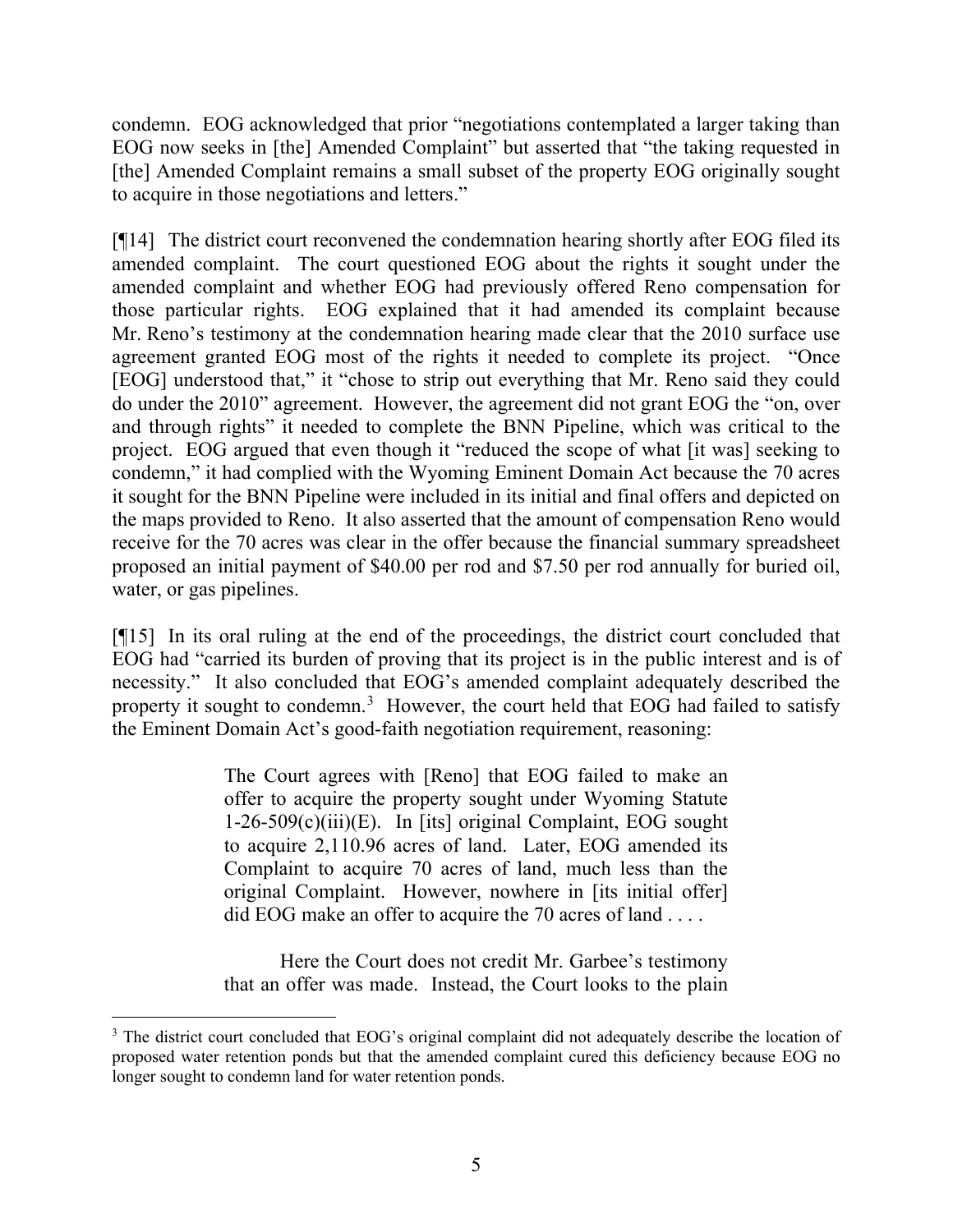condemn. EOG acknowledged that prior "negotiations contemplated a larger taking than EOG now seeks in [the] Amended Complaint" but asserted that "the taking requested in [the] Amended Complaint remains a small subset of the property EOG originally sought to acquire in those negotiations and letters."

[¶14] The district court reconvened the condemnation hearing shortly after EOG filed its amended complaint. The court questioned EOG about the rights it sought under the amended complaint and whether EOG had previously offered Reno compensation for those particular rights. EOG explained that it had amended its complaint because Mr. Reno's testimony at the condemnation hearing made clear that the 2010 surface use agreement granted EOG most of the rights it needed to complete its project. "Once [EOG] understood that," it "chose to strip out everything that Mr. Reno said they could do under the 2010" agreement. However, the agreement did not grant EOG the "on, over and through rights" it needed to complete the BNN Pipeline, which was critical to the project. EOG argued that even though it "reduced the scope of what [it was] seeking to condemn," it had complied with the Wyoming Eminent Domain Act because the 70 acres it sought for the BNN Pipeline were included in its initial and final offers and depicted on the maps provided to Reno. It also asserted that the amount of compensation Reno would receive for the 70 acres was clear in the offer because the financial summary spreadsheet proposed an initial payment of \$40.00 per rod and \$7.50 per rod annually for buried oil, water, or gas pipelines.

[¶15] In its oral ruling at the end of the proceedings, the district court concluded that EOG had "carried its burden of proving that its project is in the public interest and is of necessity." It also concluded that EOG's amended complaint adequately described the property it sought to condemn.[3] However, the court held that EOG had failed to satisfy the Eminent Domain Act's good-faith negotiation requirement, reasoning:

> The Court agrees with [Reno] that EOG failed to make an offer to acquire the property sought under Wyoming Statute 1-26-509(c)(iii)(E). In [its] original Complaint, EOG sought to acquire 2,110.96 acres of land. Later, EOG amended its Complaint to acquire 70 acres of land, much less than the original Complaint. However, nowhere in [its initial offer] did EOG make an offer to acquire the 70 acres of land . . . .
>
> Here the Court does not credit Mr. Garbee's testimony that an offer was made. Instead, the Court looks to the plain

---

[3] The district court concluded that EOG's original complaint did not adequately describe the location of proposed water retention ponds but that the amended complaint cured this deficiency because EOG no longer sought to condemn land for water retention ponds.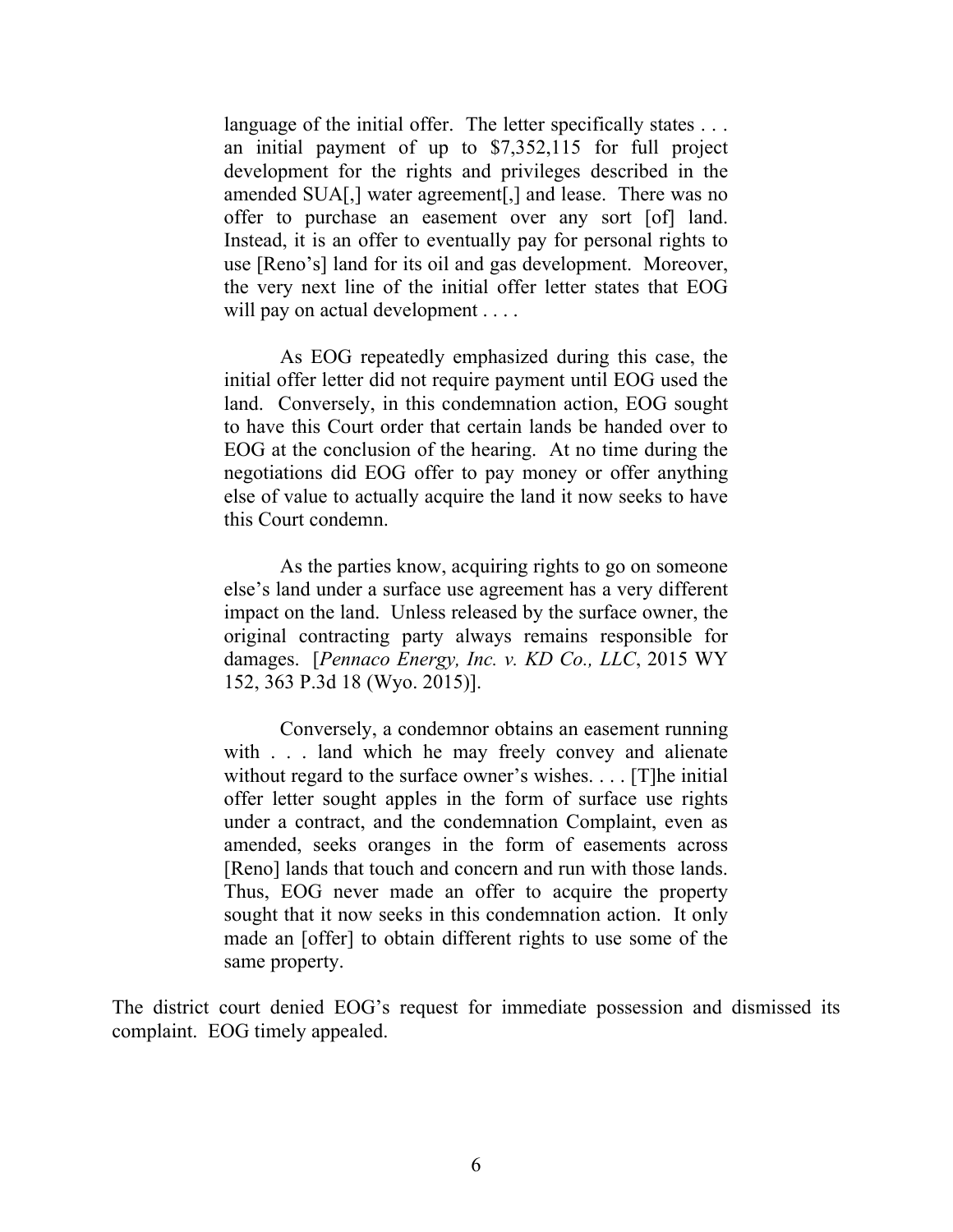> language of the initial offer. The letter specifically states . . . an initial payment of up to $7,352,115 for full project development for the rights and privileges described in the amended SUA[,] water agreement[,] and lease. There was no offer to purchase an easement over any sort [of] land. Instead, it is an offer to eventually pay for personal rights to use [Reno's] land for its oil and gas development. Moreover, the very next line of the initial offer letter states that EOG will pay on actual development . . . .
>
> As EOG repeatedly emphasized during this case, the initial offer letter did not require payment until EOG used the land. Conversely, in this condemnation action, EOG sought to have this Court order that certain lands be handed over to EOG at the conclusion of the hearing. At no time during the negotiations did EOG offer to pay money or offer anything else of value to actually acquire the land it now seeks to have this Court condemn.
>
> As the parties know, acquiring rights to go on someone else's land under a surface use agreement has a very different impact on the land. Unless released by the surface owner, the original contracting party always remains responsible for damages. [*Pennaco Energy, Inc. v. KD Co., LLC*, 2015 WY 152, 363 P.3d 18 (Wyo. 2015)].
>
> Conversely, a condemnor obtains an easement running with . . . land which he may freely convey and alienate without regard to the surface owner's wishes. . . . [T]he initial offer letter sought apples in the form of surface use rights under a contract, and the condemnation Complaint, even as amended, seeks oranges in the form of easements across [Reno] lands that touch and concern and run with those lands. Thus, EOG never made an offer to acquire the property sought that it now seeks in this condemnation action. It only made an [offer] to obtain different rights to use some of the same property.

The district court denied EOG's request for immediate possession and dismissed its complaint. EOG timely appealed.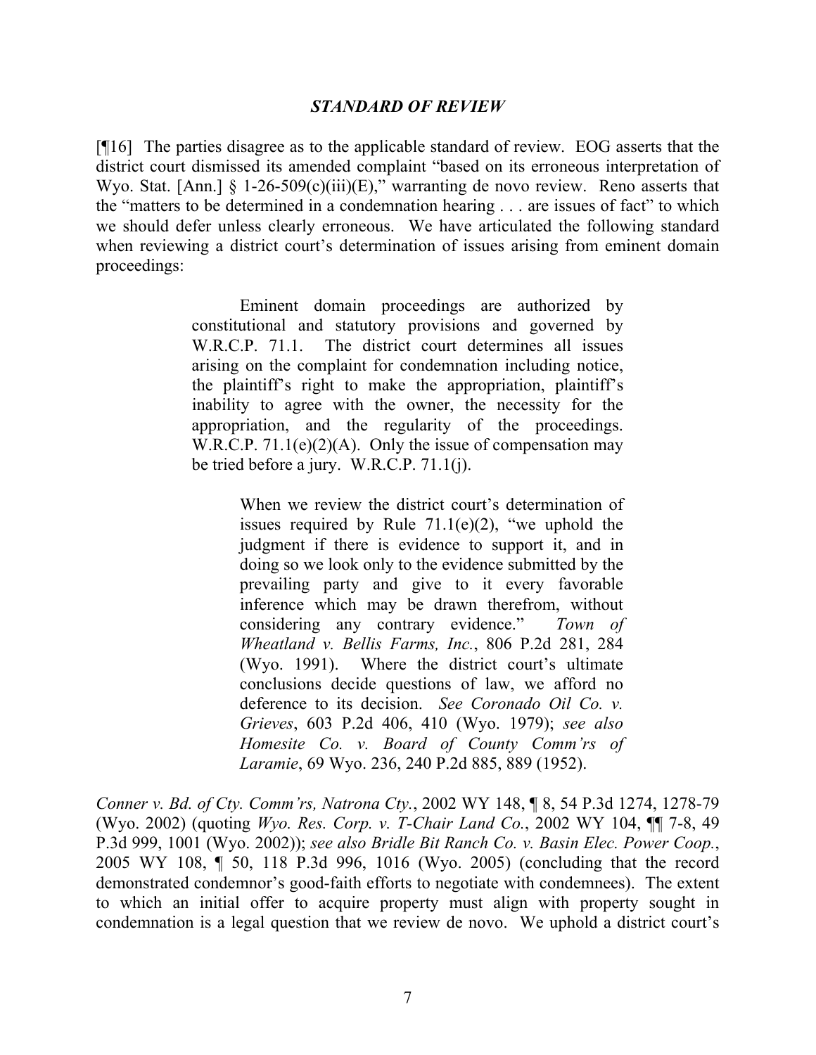### *STANDARD OF REVIEW*

[¶16] The parties disagree as to the applicable standard of review. EOG asserts that the district court dismissed its amended complaint "based on its erroneous interpretation of Wyo. Stat. [Ann.] § 1-26-509(c)(iii)(E)," warranting de novo review. Reno asserts that the "matters to be determined in a condemnation hearing . . . are issues of fact" to which we should defer unless clearly erroneous. We have articulated the following standard when reviewing a district court's determination of issues arising from eminent domain proceedings:

> Eminent domain proceedings are authorized by constitutional and statutory provisions and governed by W.R.C.P. 71.1. The district court determines all issues arising on the complaint for condemnation including notice, the plaintiff's right to make the appropriation, plaintiff's inability to agree with the owner, the necessity for the appropriation, and the regularity of the proceedings. W.R.C.P. 71.1(e)(2)(A). Only the issue of compensation may be tried before a jury. W.R.C.P. 71.1(j).
>
> When we review the district court's determination of issues required by Rule 71.1(e)(2), "we uphold the judgment if there is evidence to support it, and in doing so we look only to the evidence submitted by the prevailing party and give to it every favorable inference which may be drawn therefrom, without considering any contrary evidence." *Town of Wheatland v. Bellis Farms, Inc.*, 806 P.2d 281, 284 (Wyo. 1991). Where the district court's ultimate conclusions decide questions of law, we afford no deference to its decision. *See Coronado Oil Co. v. Grieves*, 603 P.2d 406, 410 (Wyo. 1979); *see also Homesite Co. v. Board of County Comm'rs of Laramie*, 69 Wyo. 236, 240 P.2d 885, 889 (1952).

*Conner v. Bd. of Cty. Comm'rs, Natrona Cty.*, 2002 WY 148, ¶ 8, 54 P.3d 1274, 1278-79 (Wyo. 2002) (quoting *Wyo. Res. Corp. v. T-Chair Land Co.*, 2002 WY 104, ¶¶ 7-8, 49 P.3d 999, 1001 (Wyo. 2002)); *see also Bridle Bit Ranch Co. v. Basin Elec. Power Coop.*, 2005 WY 108, ¶ 50, 118 P.3d 996, 1016 (Wyo. 2005) (concluding that the record demonstrated condemnor's good-faith efforts to negotiate with condemnees). The extent to which an initial offer to acquire property must align with property sought in condemnation is a legal question that we review de novo. We uphold a district court's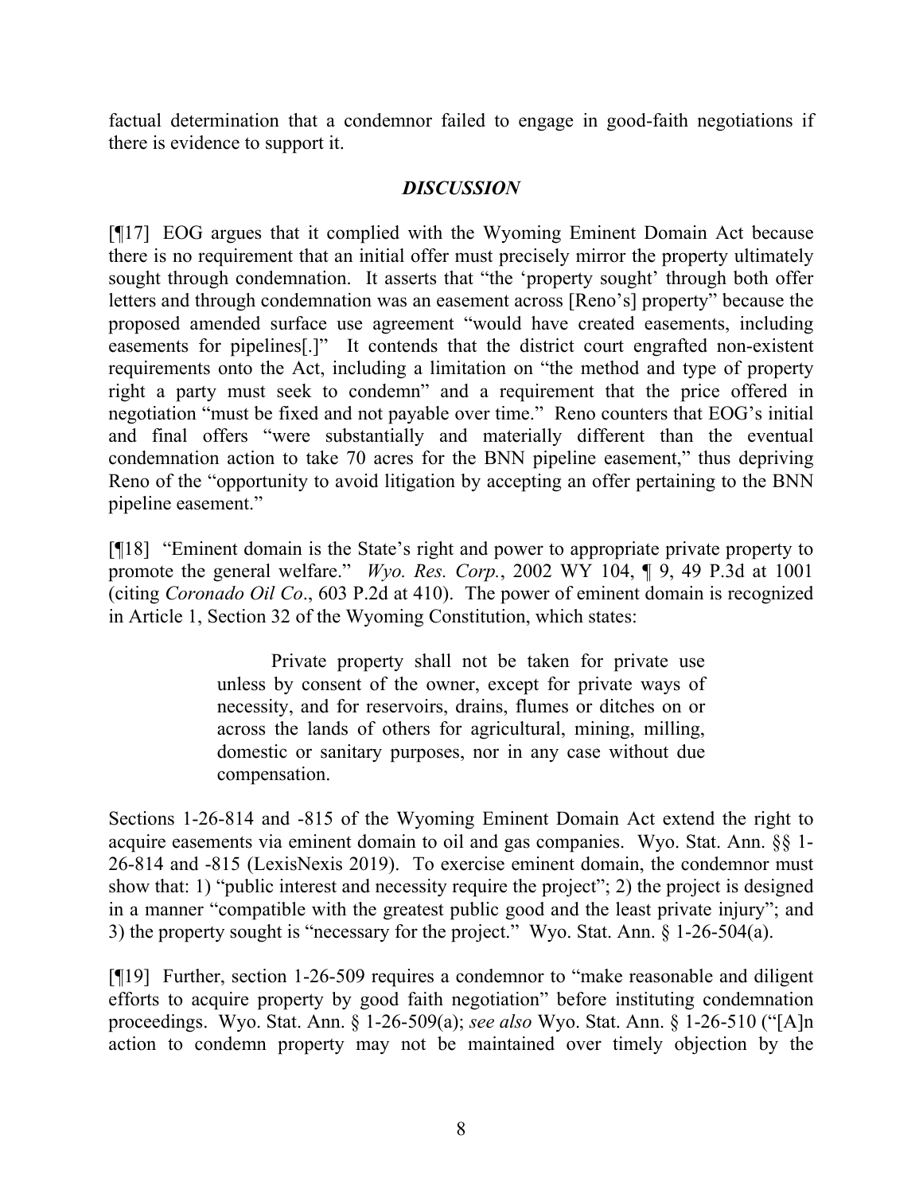factual determination that a condemnor failed to engage in good-faith negotiations if there is evidence to support it.

### *DISCUSSION*

[¶17] EOG argues that it complied with the Wyoming Eminent Domain Act because there is no requirement that an initial offer must precisely mirror the property ultimately sought through condemnation. It asserts that "the 'property sought' through both offer letters and through condemnation was an easement across [Reno's] property" because the proposed amended surface use agreement "would have created easements, including easements for pipelines[.]" It contends that the district court engrafted non-existent requirements onto the Act, including a limitation on "the method and type of property right a party must seek to condemn" and a requirement that the price offered in negotiation "must be fixed and not payable over time." Reno counters that EOG's initial and final offers "were substantially and materially different than the eventual condemnation action to take 70 acres for the BNN pipeline easement," thus depriving Reno of the "opportunity to avoid litigation by accepting an offer pertaining to the BNN pipeline easement."

[¶18] "Eminent domain is the State's right and power to appropriate private property to promote the general welfare." *Wyo. Res. Corp.*, 2002 WY 104, ¶ 9, 49 P.3d at 1001 (citing *Coronado Oil Co*., 603 P.2d at 410). The power of eminent domain is recognized in Article 1, Section 32 of the Wyoming Constitution, which states:

> Private property shall not be taken for private use unless by consent of the owner, except for private ways of necessity, and for reservoirs, drains, flumes or ditches on or across the lands of others for agricultural, mining, milling, domestic or sanitary purposes, nor in any case without due compensation.

Sections 1-26-814 and -815 of the Wyoming Eminent Domain Act extend the right to acquire easements via eminent domain to oil and gas companies. Wyo. Stat. Ann. §§ 1-26-814 and -815 (LexisNexis 2019). To exercise eminent domain, the condemnor must show that: 1) "public interest and necessity require the project"; 2) the project is designed in a manner "compatible with the greatest public good and the least private injury"; and 3) the property sought is "necessary for the project." Wyo. Stat. Ann. § 1-26-504(a).

[¶19] Further, section 1-26-509 requires a condemnor to "make reasonable and diligent efforts to acquire property by good faith negotiation" before instituting condemnation proceedings. Wyo. Stat. Ann. § 1-26-509(a); *see also* Wyo. Stat. Ann. § 1-26-510 ("[A]n action to condemn property may not be maintained over timely objection by the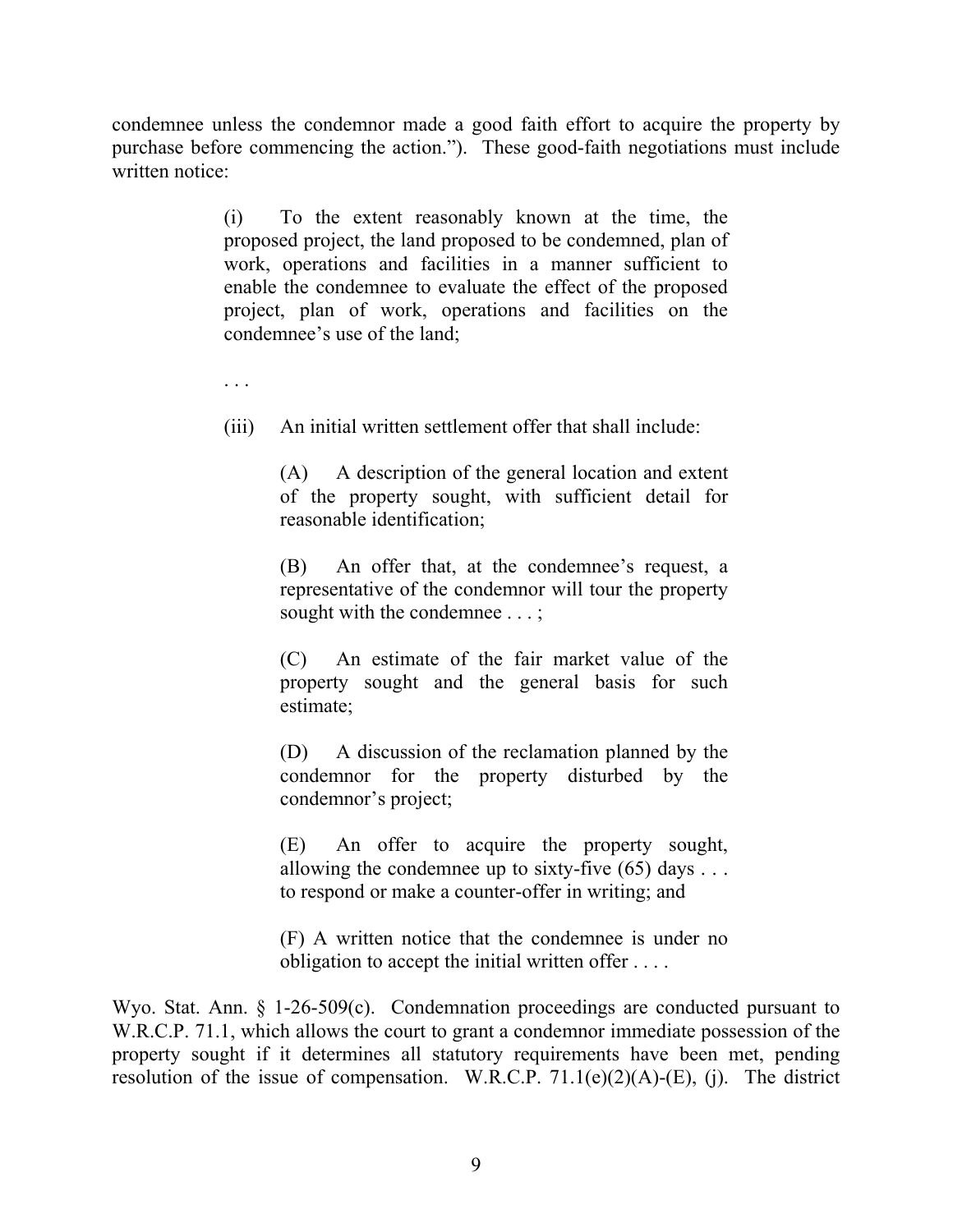condemnee unless the condemnor made a good faith effort to acquire the property by purchase before commencing the action."). These good-faith negotiations must include written notice:

> (i) To the extent reasonably known at the time, the proposed project, the land proposed to be condemned, plan of work, operations and facilities in a manner sufficient to enable the condemnee to evaluate the effect of the proposed project, plan of work, operations and facilities on the condemnee's use of the land;
>
> . . .
>
> (iii) An initial written settlement offer that shall include:
>
> > (A) A description of the general location and extent of the property sought, with sufficient detail for reasonable identification;
> >
> > (B) An offer that, at the condemnee's request, a representative of the condemnor will tour the property sought with the condemnee . . . ;
> >
> > (C) An estimate of the fair market value of the property sought and the general basis for such estimate;
> >
> > (D) A discussion of the reclamation planned by the condemnor for the property disturbed by the condemnor's project;
> >
> > (E) An offer to acquire the property sought, allowing the condemnee up to sixty-five (65) days . . . to respond or make a counter-offer in writing; and
> >
> > (F) A written notice that the condemnee is under no obligation to accept the initial written offer . . . .

Wyo. Stat. Ann. § 1-26-509(c). Condemnation proceedings are conducted pursuant to W.R.C.P. 71.1, which allows the court to grant a condemnor immediate possession of the property sought if it determines all statutory requirements have been met, pending resolution of the issue of compensation. W.R.C.P. 71.1(e)(2)(A)-(E), (j). The district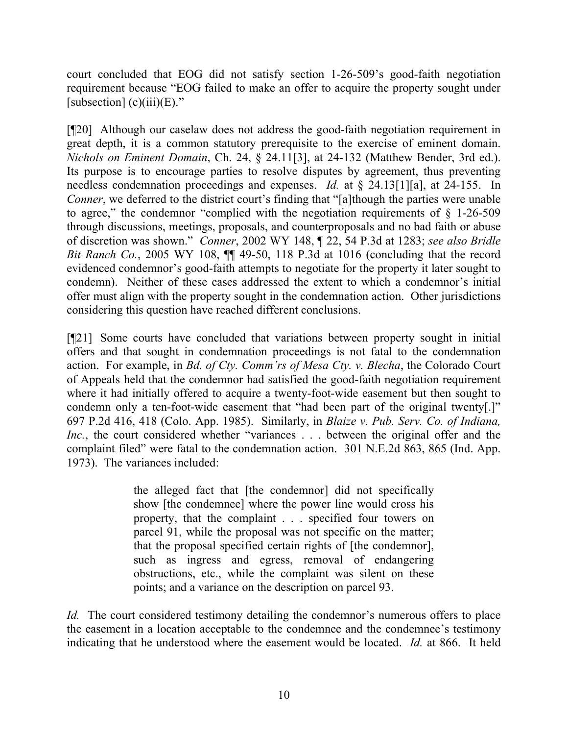court concluded that EOG did not satisfy section 1-26-509's good-faith negotiation requirement because "EOG failed to make an offer to acquire the property sought under [subsection] (c)(iii)(E)."

[¶20] Although our caselaw does not address the good-faith negotiation requirement in great depth, it is a common statutory prerequisite to the exercise of eminent domain. *Nichols on Eminent Domain*, Ch. 24, § 24.11[3], at 24-132 (Matthew Bender, 3rd ed.). Its purpose is to encourage parties to resolve disputes by agreement, thus preventing needless condemnation proceedings and expenses. *Id.* at § 24.13[1][a], at 24-155. In *Conner*, we deferred to the district court's finding that "[a]though the parties were unable to agree," the condemnor "complied with the negotiation requirements of § 1-26-509 through discussions, meetings, proposals, and counterproposals and no bad faith or abuse of discretion was shown." *Conner*, 2002 WY 148, ¶ 22, 54 P.3d at 1283; *see also Bridle Bit Ranch Co.*, 2005 WY 108, ¶¶ 49-50, 118 P.3d at 1016 (concluding that the record evidenced condemnor's good-faith attempts to negotiate for the property it later sought to condemn). Neither of these cases addressed the extent to which a condemnor's initial offer must align with the property sought in the condemnation action. Other jurisdictions considering this question have reached different conclusions.

[¶21] Some courts have concluded that variations between property sought in initial offers and that sought in condemnation proceedings is not fatal to the condemnation action. For example, in *Bd. of Cty. Comm'rs of Mesa Cty. v. Blecha*, the Colorado Court of Appeals held that the condemnor had satisfied the good-faith negotiation requirement where it had initially offered to acquire a twenty-foot-wide easement but then sought to condemn only a ten-foot-wide easement that "had been part of the original twenty[.]" 697 P.2d 416, 418 (Colo. App. 1985). Similarly, in *Blaize v. Pub. Serv. Co. of Indiana, Inc.*, the court considered whether "variances . . . between the original offer and the complaint filed" were fatal to the condemnation action. 301 N.E.2d 863, 865 (Ind. App. 1973). The variances included:

> the alleged fact that [the condemnor] did not specifically show [the condemnee] where the power line would cross his property, that the complaint . . . specified four towers on parcel 91, while the proposal was not specific on the matter; that the proposal specified certain rights of [the condemnor], such as ingress and egress, removal of endangering obstructions, etc., while the complaint was silent on these points; and a variance on the description on parcel 93.

*Id.* The court considered testimony detailing the condemnor's numerous offers to place the easement in a location acceptable to the condemnee and the condemnee's testimony indicating that he understood where the easement would be located. *Id.* at 866. It held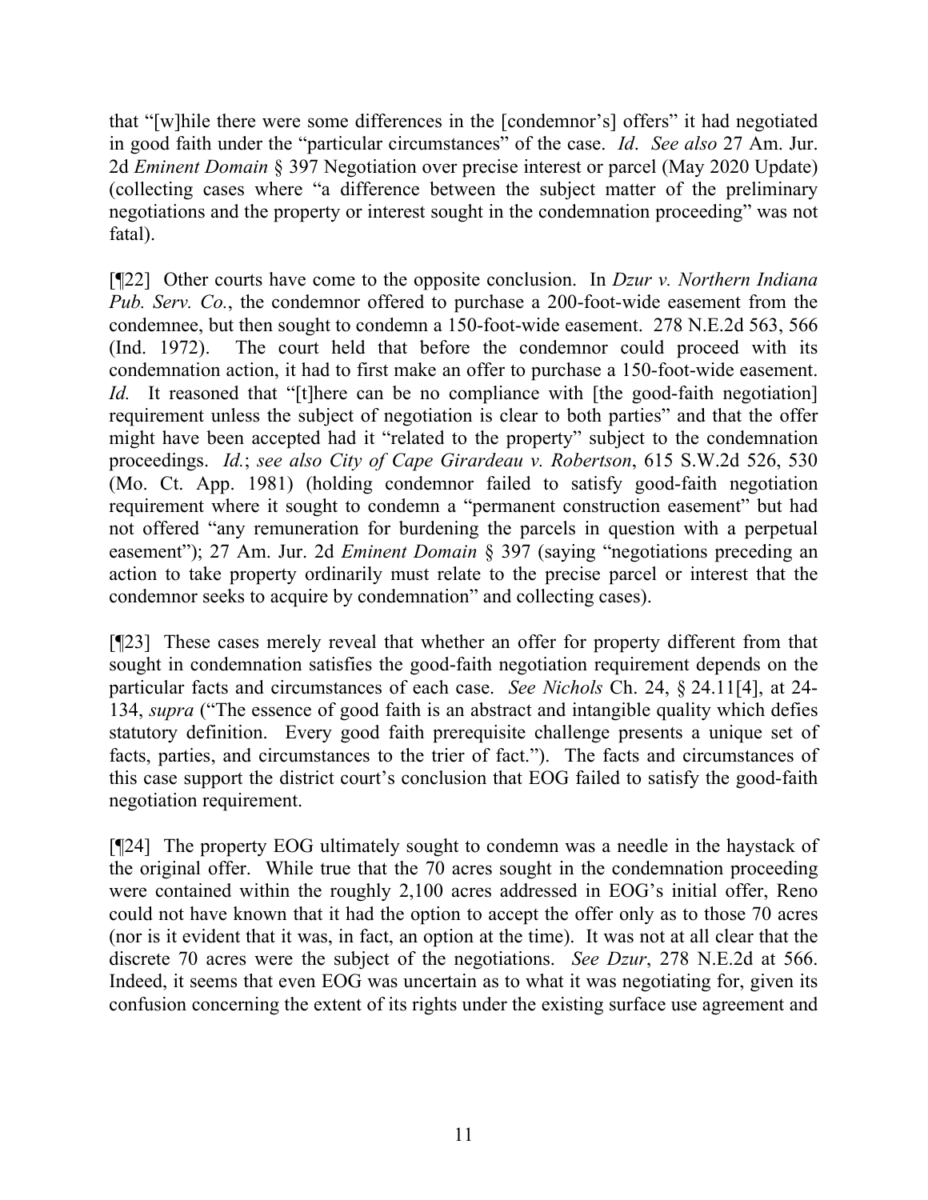that "[w]hile there were some differences in the [condemnor's] offers" it had negotiated in good faith under the "particular circumstances" of the case. *Id*. *See also* 27 Am. Jur. 2d *Eminent Domain* § 397 Negotiation over precise interest or parcel (May 2020 Update) (collecting cases where "a difference between the subject matter of the preliminary negotiations and the property or interest sought in the condemnation proceeding" was not fatal).

[¶22] Other courts have come to the opposite conclusion. In *Dzur v. Northern Indiana Pub. Serv. Co.*, the condemnor offered to purchase a 200-foot-wide easement from the condemnee, but then sought to condemn a 150-foot-wide easement. 278 N.E.2d 563, 566 (Ind. 1972). The court held that before the condemnor could proceed with its condemnation action, it had to first make an offer to purchase a 150-foot-wide easement. *Id.* It reasoned that "[t]here can be no compliance with [the good-faith negotiation] requirement unless the subject of negotiation is clear to both parties" and that the offer might have been accepted had it "related to the property" subject to the condemnation proceedings. *Id.*; *see also City of Cape Girardeau v. Robertson*, 615 S.W.2d 526, 530 (Mo. Ct. App. 1981) (holding condemnor failed to satisfy good-faith negotiation requirement where it sought to condemn a "permanent construction easement" but had not offered "any remuneration for burdening the parcels in question with a perpetual easement"); 27 Am. Jur. 2d *Eminent Domain* § 397 (saying "negotiations preceding an action to take property ordinarily must relate to the precise parcel or interest that the condemnor seeks to acquire by condemnation" and collecting cases).

[¶23] These cases merely reveal that whether an offer for property different from that sought in condemnation satisfies the good-faith negotiation requirement depends on the particular facts and circumstances of each case. *See Nichols* Ch. 24, § 24.11[4], at 24-134, *supra* ("The essence of good faith is an abstract and intangible quality which defies statutory definition. Every good faith prerequisite challenge presents a unique set of facts, parties, and circumstances to the trier of fact."). The facts and circumstances of this case support the district court's conclusion that EOG failed to satisfy the good-faith negotiation requirement.

[¶24] The property EOG ultimately sought to condemn was a needle in the haystack of the original offer. While true that the 70 acres sought in the condemnation proceeding were contained within the roughly 2,100 acres addressed in EOG's initial offer, Reno could not have known that it had the option to accept the offer only as to those 70 acres (nor is it evident that it was, in fact, an option at the time). It was not at all clear that the discrete 70 acres were the subject of the negotiations. *See Dzur*, 278 N.E.2d at 566. Indeed, it seems that even EOG was uncertain as to what it was negotiating for, given its confusion concerning the extent of its rights under the existing surface use agreement and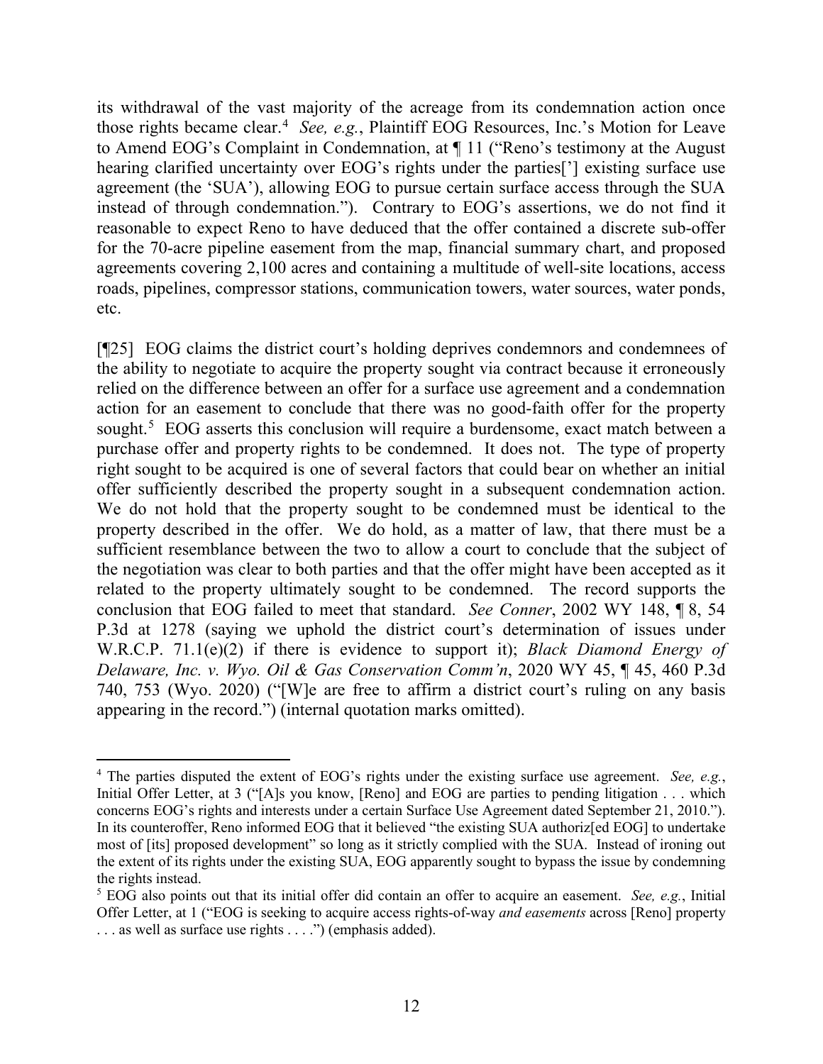its withdrawal of the vast majority of the acreage from its condemnation action once those rights became clear.[4] *See, e.g.*, Plaintiff EOG Resources, Inc.'s Motion for Leave to Amend EOG's Complaint in Condemnation, at ¶ 11 ("Reno's testimony at the August hearing clarified uncertainty over EOG's rights under the parties['] existing surface use agreement (the 'SUA'), allowing EOG to pursue certain surface access through the SUA instead of through condemnation."). Contrary to EOG's assertions, we do not find it reasonable to expect Reno to have deduced that the offer contained a discrete sub-offer for the 70-acre pipeline easement from the map, financial summary chart, and proposed agreements covering 2,100 acres and containing a multitude of well-site locations, access roads, pipelines, compressor stations, communication towers, water sources, water ponds, etc.

[¶25] EOG claims the district court's holding deprives condemnors and condemnees of the ability to negotiate to acquire the property sought via contract because it erroneously relied on the difference between an offer for a surface use agreement and a condemnation action for an easement to conclude that there was no good-faith offer for the property sought.[5] EOG asserts this conclusion will require a burdensome, exact match between a purchase offer and property rights to be condemned. It does not. The type of property right sought to be acquired is one of several factors that could bear on whether an initial offer sufficiently described the property sought in a subsequent condemnation action. We do not hold that the property sought to be condemned must be identical to the property described in the offer. We do hold, as a matter of law, that there must be a sufficient resemblance between the two to allow a court to conclude that the subject of the negotiation was clear to both parties and that the offer might have been accepted as it related to the property ultimately sought to be condemned. The record supports the conclusion that EOG failed to meet that standard. *See Conner*, 2002 WY 148, ¶ 8, 54 P.3d at 1278 (saying we uphold the district court's determination of issues under W.R.C.P. 71.1(e)(2) if there is evidence to support it); *Black Diamond Energy of Delaware, Inc. v. Wyo. Oil & Gas Conservation Comm'n*, 2020 WY 45, ¶ 45, 460 P.3d 740, 753 (Wyo. 2020) ("[W]e are free to affirm a district court's ruling on any basis appearing in the record.") (internal quotation marks omitted).

---

[4] The parties disputed the extent of EOG's rights under the existing surface use agreement. *See, e.g.*, Initial Offer Letter, at 3 ("[A]s you know, [Reno] and EOG are parties to pending litigation . . . which concerns EOG's rights and interests under a certain Surface Use Agreement dated September 21, 2010."). In its counteroffer, Reno informed EOG that it believed "the existing SUA authoriz[ed EOG] to undertake most of [its] proposed development" so long as it strictly complied with the SUA. Instead of ironing out the extent of its rights under the existing SUA, EOG apparently sought to bypass the issue by condemning the rights instead.

[5] EOG also points out that its initial offer did contain an offer to acquire an easement. *See, e.g.*, Initial Offer Letter, at 1 ("EOG is seeking to acquire access rights-of-way *and easements* across [Reno] property . . . as well as surface use rights . . . .") (emphasis added).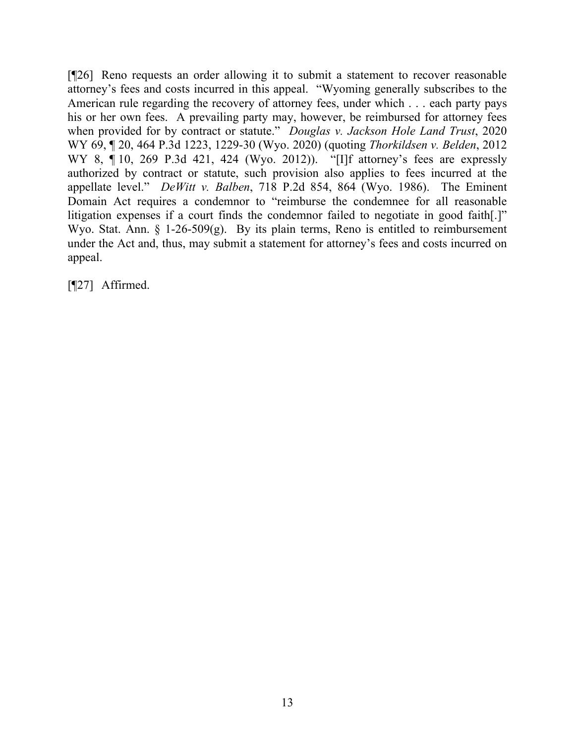[¶26] Reno requests an order allowing it to submit a statement to recover reasonable attorney's fees and costs incurred in this appeal. "Wyoming generally subscribes to the American rule regarding the recovery of attorney fees, under which . . . each party pays his or her own fees. A prevailing party may, however, be reimbursed for attorney fees when provided for by contract or statute." *Douglas v. Jackson Hole Land Trust*, 2020 WY 69, ¶ 20, 464 P.3d 1223, 1229-30 (Wyo. 2020) (quoting *Thorkildsen v. Belden*, 2012 WY 8, ¶ 10, 269 P.3d 421, 424 (Wyo. 2012)). "[I]f attorney's fees are expressly authorized by contract or statute, such provision also applies to fees incurred at the appellate level." *DeWitt v. Balben*, 718 P.2d 854, 864 (Wyo. 1986). The Eminent Domain Act requires a condemnor to "reimburse the condemnee for all reasonable litigation expenses if a court finds the condemnor failed to negotiate in good faith[.]" Wyo. Stat. Ann. § 1-26-509(g). By its plain terms, Reno is entitled to reimbursement under the Act and, thus, may submit a statement for attorney's fees and costs incurred on appeal.

[¶27] Affirmed.